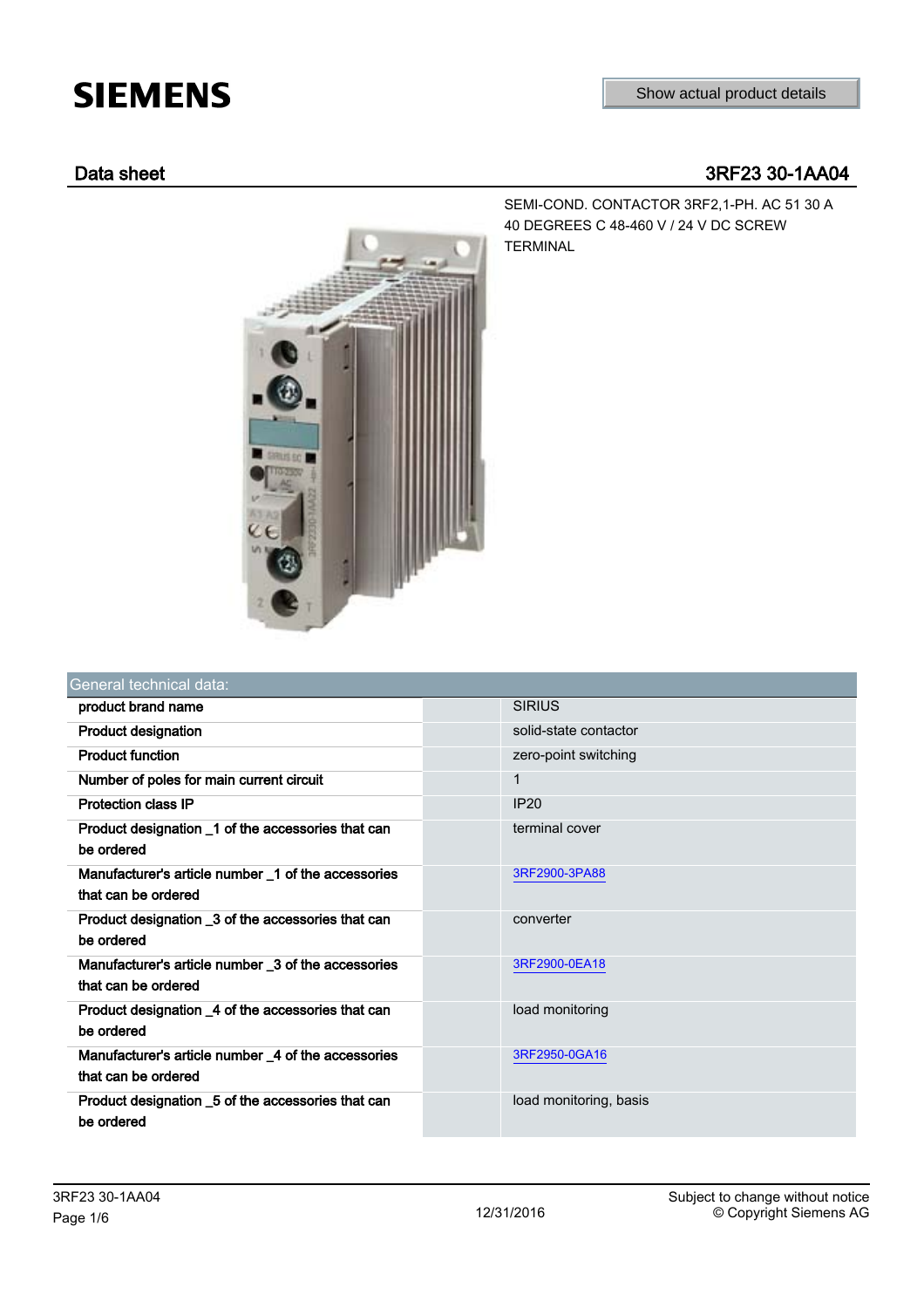SIEMENS

Show actual product details

## Data sheet 3RF23 30-1AA04

SEMI-COND. CONTACTOR 3RF2,1-PH. AC 51 30 A 40 DEGREES C 48-460 V / 24 V DC SCREW TERMINAL

| General technical data: | | |
|---|---|---|
| product brand name | | SIRIUS |
| Product designation | | solid-state contactor |
| Product function | | zero-point switching |
| Number of poles for main current circuit | | 1 |
| Protection class IP | | IP20 |
| Product designation _1 of the accessories that can be ordered | | terminal cover |
| Manufacturer's article number _1 of the accessories that can be ordered | | 3RF2900-3PA88 |
| Product designation _3 of the accessories that can be ordered | | converter |
| Manufacturer's article number _3 of the accessories that can be ordered | | 3RF2900-0EA18 |
| Product designation _4 of the accessories that can be ordered | | load monitoring |
| Manufacturer's article number _4 of the accessories that can be ordered | | 3RF2950-0GA16 |
| Product designation _5 of the accessories that can be ordered | | load monitoring, basis |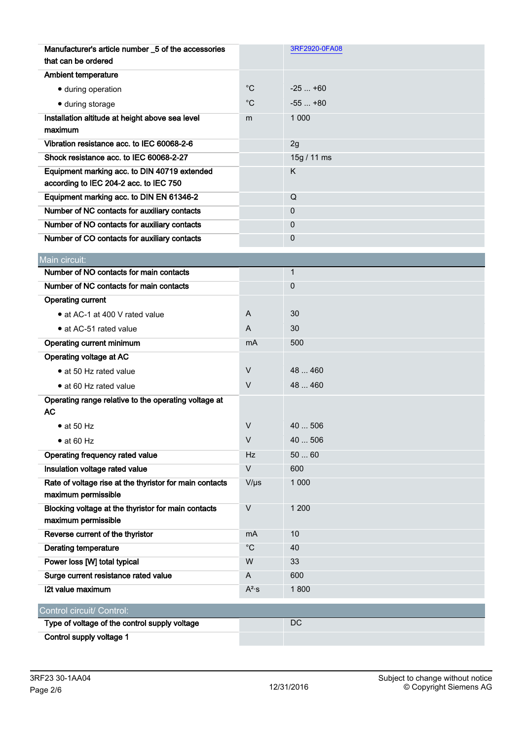| | | |
|---|---|---|
| Manufacturer's article number _5 of the accessories that can be ordered | | 3RF2920-0FA08 |
| Ambient temperature | | |
| • during operation | °C | -25 ... +60 |
| • during storage | °C | -55 ... +80 |
| Installation altitude at height above sea level maximum | m | 1 000 |
| Vibration resistance acc. to IEC 60068-2-6 | | 2g |
| Shock resistance acc. to IEC 60068-2-27 | | 15g / 11 ms |
| Equipment marking acc. to DIN 40719 extended according to IEC 204-2 acc. to IEC 750 | | K |
| Equipment marking acc. to DIN EN 61346-2 | | Q |
| Number of NC contacts for auxiliary contacts | | 0 |
| Number of NO contacts for auxiliary contacts | | 0 |
| Number of CO contacts for auxiliary contacts | | 0 |

## Main circuit:

| | | |
|---|---|---|
| Number of NO contacts for main contacts | | 1 |
| Number of NC contacts for main contacts | | 0 |
| Operating current | | |
| • at AC-1 at 400 V rated value | A | 30 |
| • at AC-51 rated value | A | 30 |
| Operating current minimum | mA | 500 |
| Operating voltage at AC | | |
| • at 50 Hz rated value | V | 48 ... 460 |
| • at 60 Hz rated value | V | 48 ... 460 |
| Operating range relative to the operating voltage at AC | | |
| • at 50 Hz | V | 40 ... 506 |
| • at 60 Hz | V | 40 ... 506 |
| Operating frequency rated value | Hz | 50 ... 60 |
| Insulation voltage rated value | V | 600 |
| Rate of voltage rise at the thyristor for main contacts maximum permissible | V/µs | 1 000 |
| Blocking voltage at the thyristor for main contacts maximum permissible | V | 1 200 |
| Reverse current of the thyristor | mA | 10 |
| Derating temperature | °C | 40 |
| Power loss [W] total typical | W | 33 |
| Surge current resistance rated value | A | 600 |
| I2t value maximum | $A^2 \cdot s$ | 1 800 |

## Control circuit/ Control:

| | | |
|---|---|---|
| Type of voltage of the control supply voltage | | DC |
| Control supply voltage 1 | | |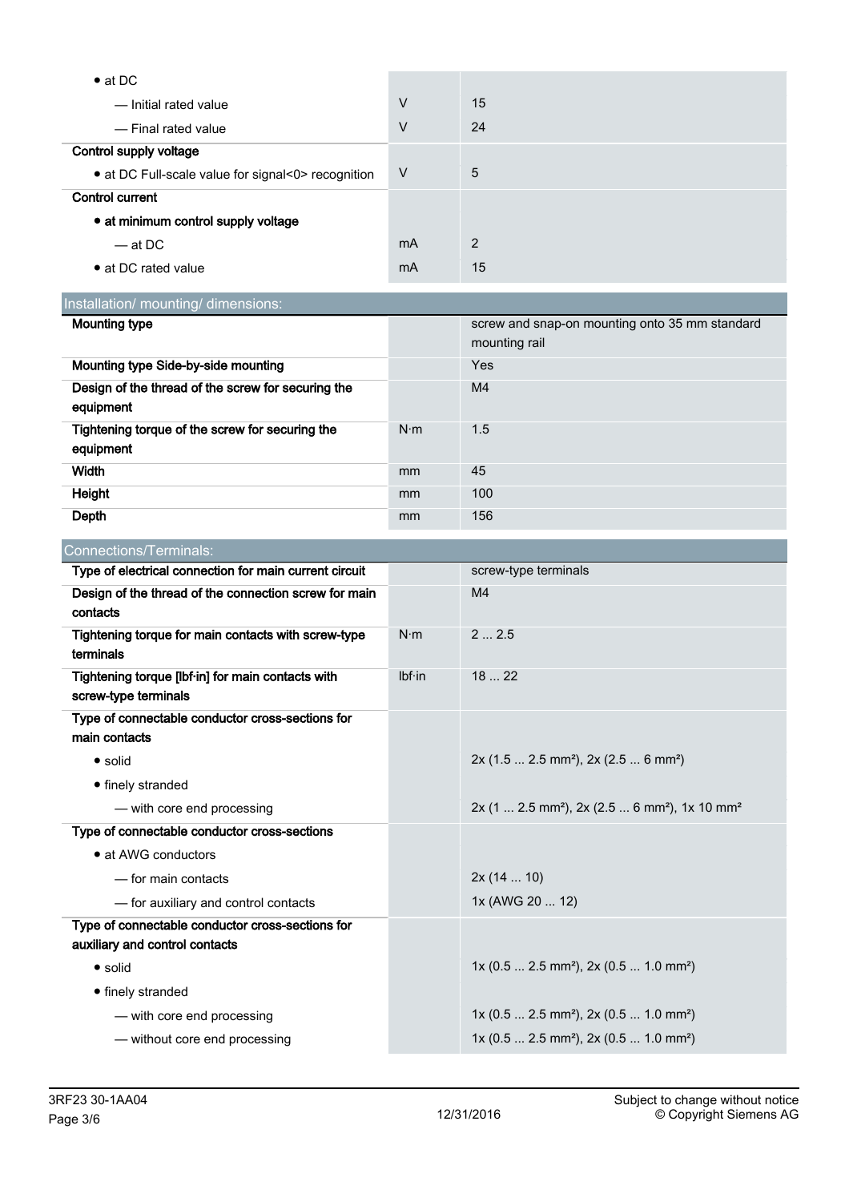| | | |
|---|---|---|
| • at DC | | |
| — Initial rated value | V | 15 |
| — Final rated value | V | 24 |
| **Control supply voltage** | | |
| • at DC Full-scale value for signal<0> recognition | V | 5 |
| **Control current** | | |
| **• at minimum control supply voltage** | | |
| — at DC | mA | 2 |
| • at DC rated value | mA | 15 |

## Installation/ mounting/ dimensions:

| | | |
|---|---|---|
| **Mounting type** | | screw and snap-on mounting onto 35 mm standard mounting rail |
| **Mounting type Side-by-side mounting** | | Yes |
| **Design of the thread of the screw for securing the equipment** | | M4 |
| **Tightening torque of the screw for securing the equipment** | N·m | 1.5 |
| **Width** | mm | 45 |
| **Height** | mm | 100 |
| **Depth** | mm | 156 |

## Connections/Terminals:

| | | |
|---|---|---|
| **Type of electrical connection for main current circuit** | | screw-type terminals |
| **Design of the thread of the connection screw for main contacts** | | M4 |
| **Tightening torque for main contacts with screw-type terminals** | N·m | 2 ... 2.5 |
| **Tightening torque [lbf·in] for main contacts with screw-type terminals** | lbf·in | 18 ... 22 |
| **Type of connectable conductor cross-sections for main contacts** | | |
| • solid | | 2x (1.5 ... 2.5 mm²), 2x (2.5 ... 6 mm²) |
| • finely stranded | | |
| — with core end processing | | 2x (1 ... 2.5 mm²), 2x (2.5 ... 6 mm²), 1x 10 mm² |
| **Type of connectable conductor cross-sections** | | |
| • at AWG conductors | | |
| — for main contacts | | 2x (14 ... 10) |
| — for auxiliary and control contacts | | 1x (AWG 20 ... 12) |
| **Type of connectable conductor cross-sections for auxiliary and control contacts** | | |
| • solid | | 1x (0.5 ... 2.5 mm²), 2x (0.5 ... 1.0 mm²) |
| • finely stranded | | |
| — with core end processing | | 1x (0.5 ... 2.5 mm²), 2x (0.5 ... 1.0 mm²) |
| — without core end processing | | 1x (0.5 ... 2.5 mm²), 2x (0.5 ... 1.0 mm²) |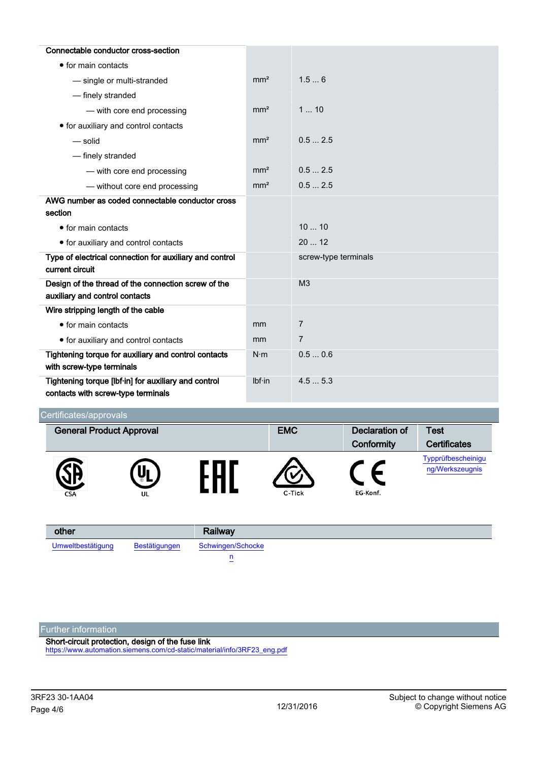| | | |
|---|---|---|
| **Connectable conductor cross-section** | | |
| • for main contacts | | |
| — single or multi-stranded | mm² | 1.5 ... 6 |
| — finely stranded | | |
| — with core end processing | mm² | 1 ... 10 |
| • for auxiliary and control contacts | | |
| — solid | mm² | 0.5 ... 2.5 |
| — finely stranded | | |
| — with core end processing | mm² | 0.5 ... 2.5 |
| — without core end processing | mm² | 0.5 ... 2.5 |
| **AWG number as coded connectable conductor cross section** | | |
| • for main contacts | | 10 ... 10 |
| • for auxiliary and control contacts | | 20 ... 12 |
| **Type of electrical connection for auxiliary and control current circuit** | | screw-type terminals |
| **Design of the thread of the connection screw of the auxiliary and control contacts** | | M3 |
| **Wire stripping length of the cable** | | |
| • for main contacts | mm | 7 |
| • for auxiliary and control contacts | mm | 7 |
| **Tightening torque for auxiliary and control contacts with screw-type terminals** | N·m | 0.5 ... 0.6 |
| **Tightening torque [lbf·in] for auxiliary and control contacts with screw-type terminals** | lbf·in | 4.5 ... 5.3 |

## Certificates/approvals

| General Product Approval | | | EMC | Declaration of Conformity | Test Certificates |
|---|---|---|---|---|---|
| CSA | UL | EAC | C-Tick | EG-Konf. | Typprüfbescheinigung/Werkszeugnis |

| other | | Railway |
|---|---|---|
| Umweltbestätigung | Bestätigungen | Schwingen/Schocken |

## Further information

**Short-circuit protection, design of the fuse link**
https://www.automation.siemens.com/cd-static/material/info/3RF23_eng.pdf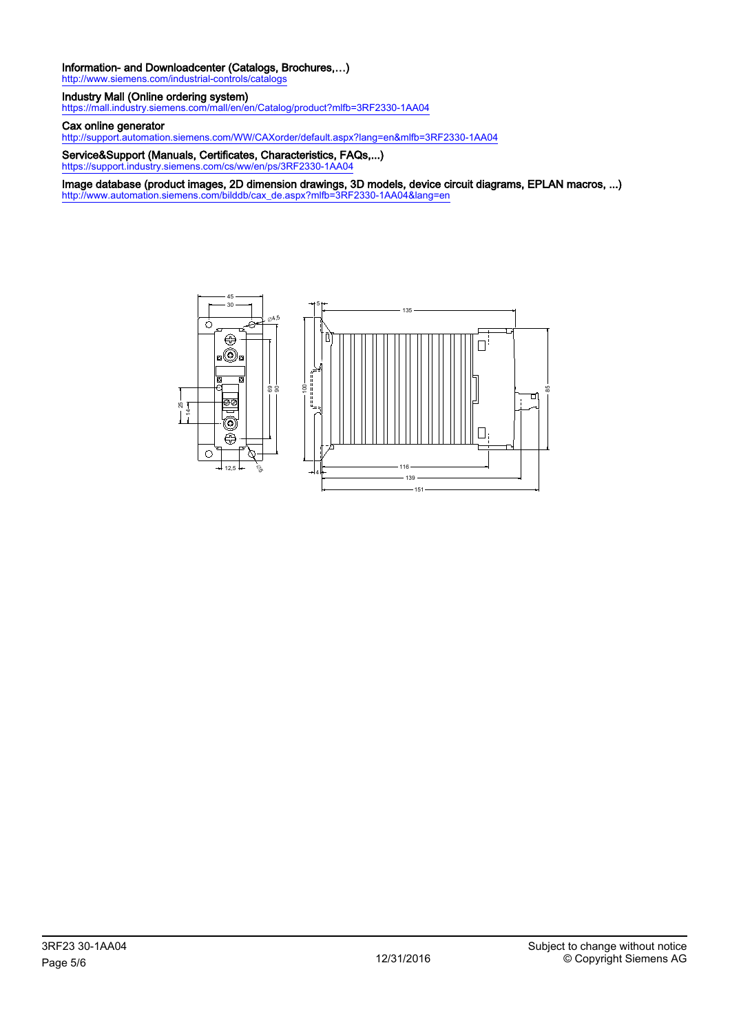**Information- and Downloadcenter (Catalogs, Brochures,…)**
http://www.siemens.com/industrial-controls/catalogs

**Industry Mall (Online ordering system)**
https://mall.industry.siemens.com/mall/en/en/Catalog/product?mlfb=3RF2330-1AA04

**Cax online generator**
http://support.automation.siemens.com/WW/CAXorder/default.aspx?lang=en&mlfb=3RF2330-1AA04

**Service&Support (Manuals, Certificates, Characteristics, FAQs,...)**
https://support.industry.siemens.com/cs/ww/en/ps/3RF2330-1AA04

**Image database (product images, 2D dimension drawings, 3D models, device circuit diagrams, EPLAN macros, ...)**
http://www.automation.siemens.com/bilddb/cax_de.aspx?mlfb=3RF2330-1AA04&lang=en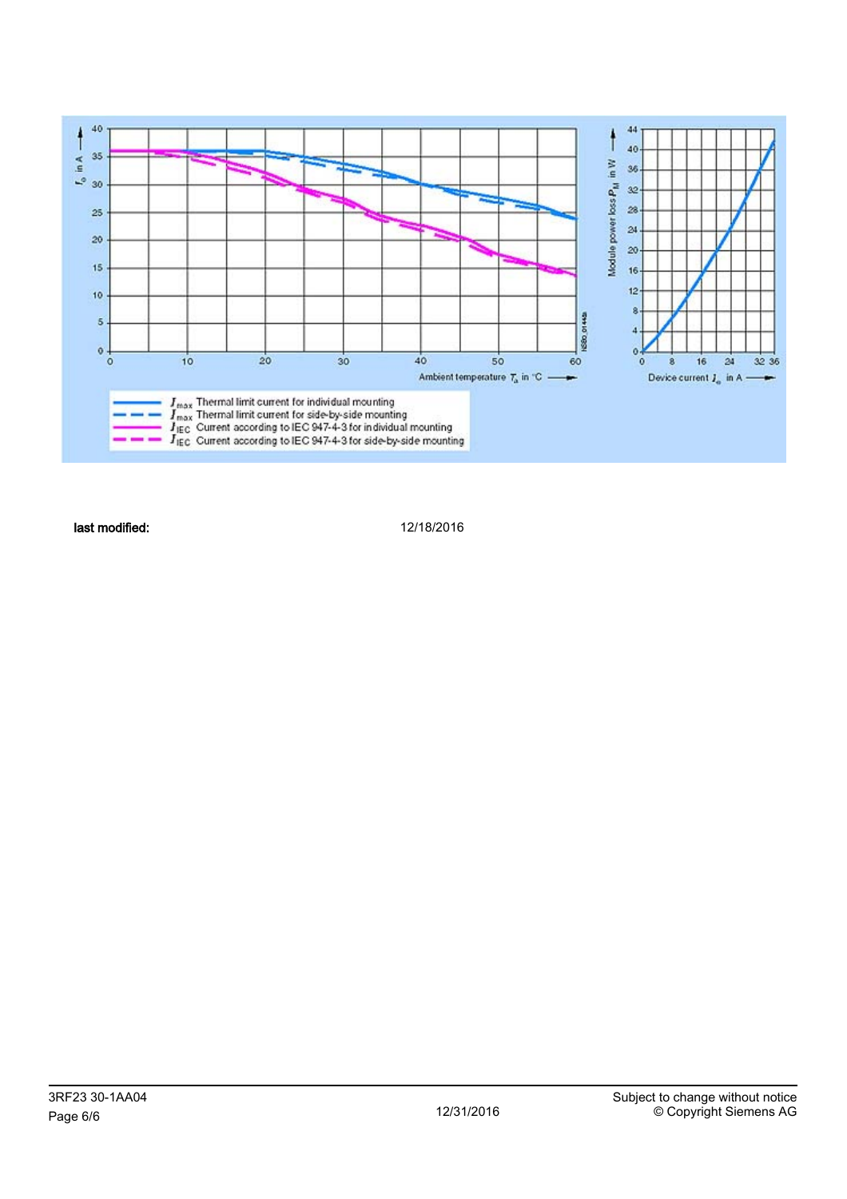$I_e$ in A

40
35
30
25
20
15
10
5
0

0 10 20 30 40 50 60

Ambient temperature $T_a$ in °C

NSB0_01442a

Module power loss $P_M$ in W

44
40
36
32
28
24
20
16
12
8
4
0

0 8 16 24 32 36

Device current $I_e$ in A

$I_{max}$ Thermal limit current for individual mounting

$I_{max}$ Thermal limit current for side-by-side mounting

$I_{IEC}$ Current according to IEC 947-4-3 for individual mounting

$I_{IEC}$ Current according to IEC 947-4-3 for side-by-side mounting

**last modified:** 12/18/2016

3RF23 30-1AA04

12/31/2016

Subject to change without notice
© Copyright Siemens AG